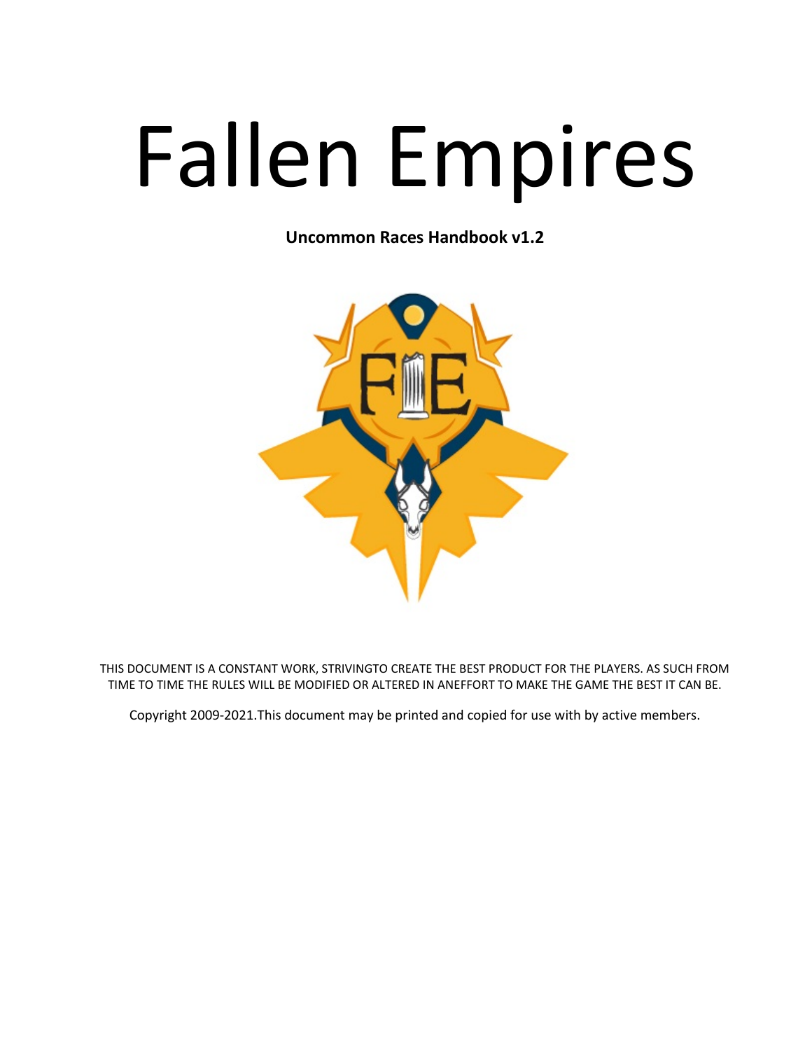# Fallen Empires

**Uncommon Races Handbook v1.2**

THIS DOCUMENT IS A CONSTANT WORK, STRIVINGTO CREATE THE BEST PRODUCT FOR THE PLAYERS. AS SUCH FROM TIME TO TIME THE RULES WILL BE MODIFIED OR ALTERED IN ANEFFORT TO MAKE THE GAME THE BEST IT CAN BE.

Copyright 2009-2021.This document may be printed and copied for use with by active members.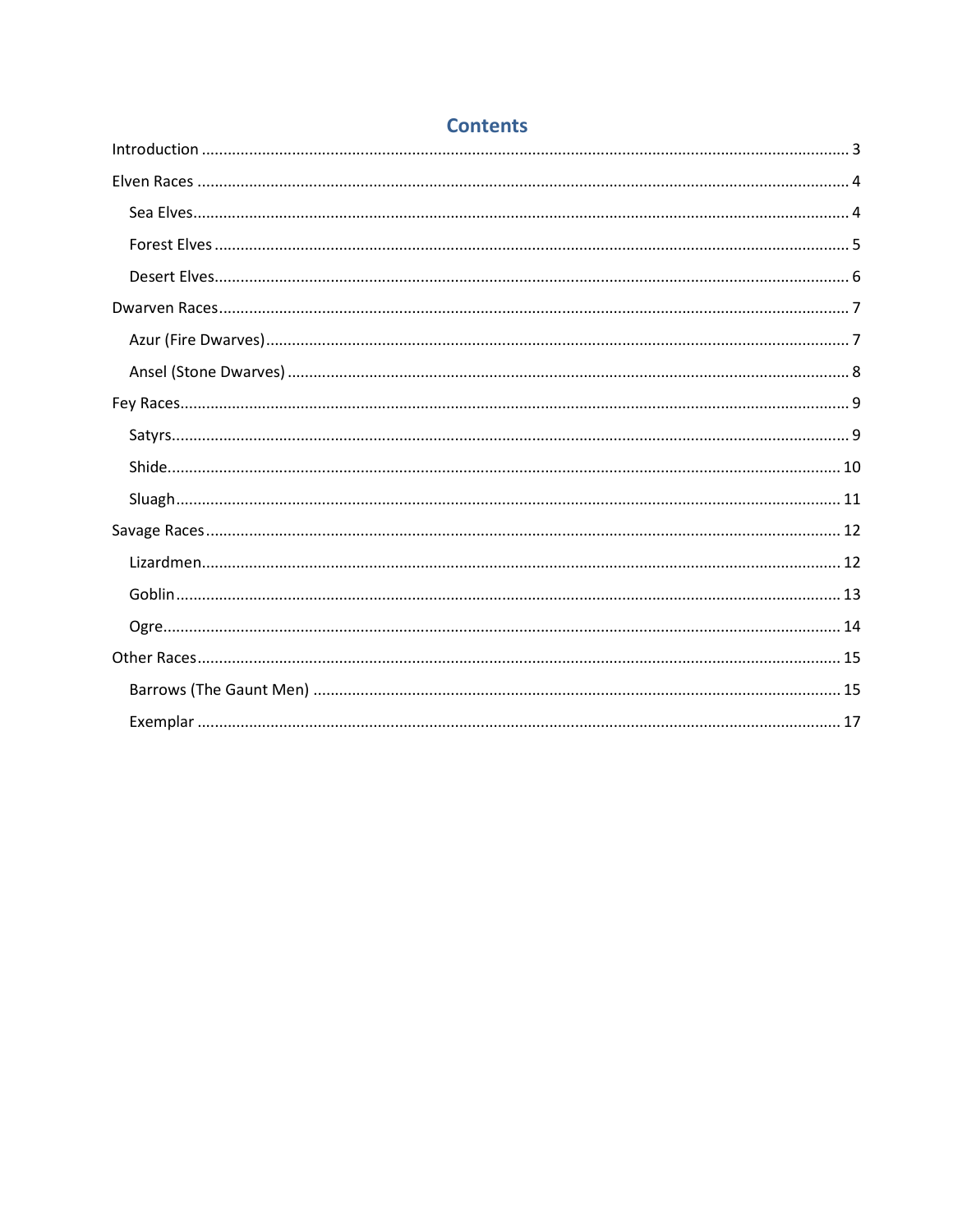# Contents

- Introduction ..... 3
- Elven Races ..... 4
  - Sea Elves ..... 4
  - Forest Elves ..... 5
  - Desert Elves ..... 6
- Dwarven Races ..... 7
  - Azur (Fire Dwarves) ..... 7
  - Ansel (Stone Dwarves) ..... 8
- Fey Races ..... 9
  - Satyrs ..... 9
  - Shide ..... 10
  - Sluagh ..... 11
- Savage Races ..... 12
  - Lizardmen ..... 12
  - Goblin ..... 13
  - Ogre ..... 14
- Other Races ..... 15
  - Barrows (The Gaunt Men) ..... 15
  - Exemplar ..... 17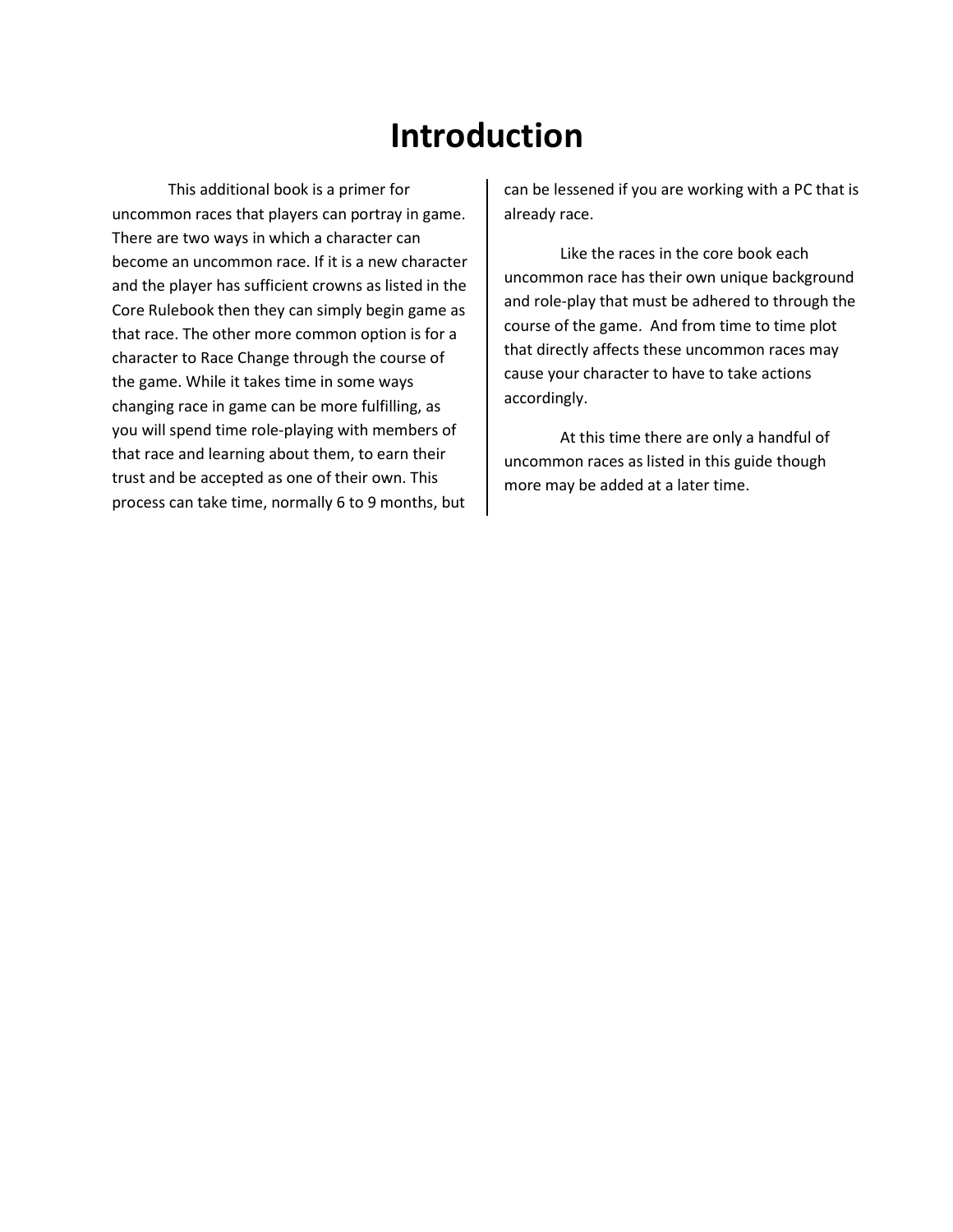# Introduction

This additional book is a primer for uncommon races that players can portray in game. There are two ways in which a character can become an uncommon race. If it is a new character and the player has sufficient crowns as listed in the Core Rulebook then they can simply begin game as that race. The other more common option is for a character to Race Change through the course of the game. While it takes time in some ways changing race in game can be more fulfilling, as you will spend time role-playing with members of that race and learning about them, to earn their trust and be accepted as one of their own. This process can take time, normally 6 to 9 months, but can be lessened if you are working with a PC that is already race.

Like the races in the core book each uncommon race has their own unique background and role-play that must be adhered to through the course of the game. And from time to time plot that directly affects these uncommon races may cause your character to have to take actions accordingly.

At this time there are only a handful of uncommon races as listed in this guide though more may be added at a later time.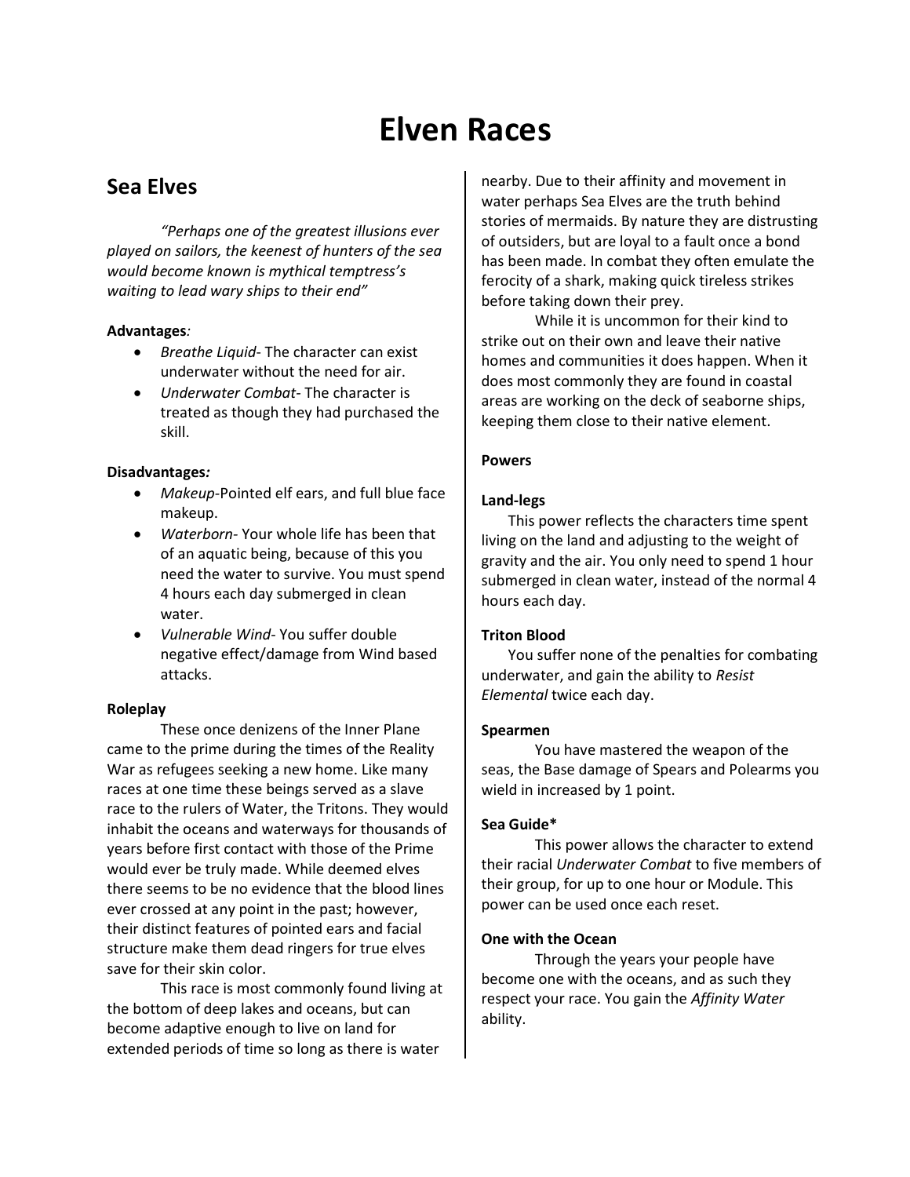# Elven Races

## Sea Elves

*"Perhaps one of the greatest illusions ever played on sailors, the keenest of hunters of the sea would become known is mythical temptress's waiting to lead wary ships to their end"*

**Advantages***:*

- *Breathe Liquid*- The character can exist underwater without the need for air.
- *Underwater Combat*- The character is treated as though they had purchased the skill.

**Disadvantages***:*

- *Makeup*-Pointed elf ears, and full blue face makeup.
- *Waterborn*- Your whole life has been that of an aquatic being, because of this you need the water to survive. You must spend 4 hours each day submerged in clean water.
- *Vulnerable Wind*- You suffer double negative effect/damage from Wind based attacks.

**Roleplay**

These once denizens of the Inner Plane came to the prime during the times of the Reality War as refugees seeking a new home. Like many races at one time these beings served as a slave race to the rulers of Water, the Tritons. They would inhabit the oceans and waterways for thousands of years before first contact with those of the Prime would ever be truly made. While deemed elves there seems to be no evidence that the blood lines ever crossed at any point in the past; however, their distinct features of pointed ears and facial structure make them dead ringers for true elves save for their skin color.

This race is most commonly found living at the bottom of deep lakes and oceans, but can become adaptive enough to live on land for extended periods of time so long as there is water nearby. Due to their affinity and movement in water perhaps Sea Elves are the truth behind stories of mermaids. By nature they are distrusting of outsiders, but are loyal to a fault once a bond has been made. In combat they often emulate the ferocity of a shark, making quick tireless strikes before taking down their prey.

While it is uncommon for their kind to strike out on their own and leave their native homes and communities it does happen. When it does most commonly they are found in coastal areas are working on the deck of seaborne ships, keeping them close to their native element.

**Powers**

**Land-legs**

This power reflects the characters time spent living on the land and adjusting to the weight of gravity and the air. You only need to spend 1 hour submerged in clean water, instead of the normal 4 hours each day.

**Triton Blood**

You suffer none of the penalties for combating underwater, and gain the ability to *Resist Elemental* twice each day.

**Spearmen**

You have mastered the weapon of the seas, the Base damage of Spears and Polearms you wield in increased by 1 point.

**Sea Guide***

This power allows the character to extend their racial *Underwater Combat* to five members of their group, for up to one hour or Module. This power can be used once each reset.

**One with the Ocean**

Through the years your people have become one with the oceans, and as such they respect your race. You gain the *Affinity Water* ability.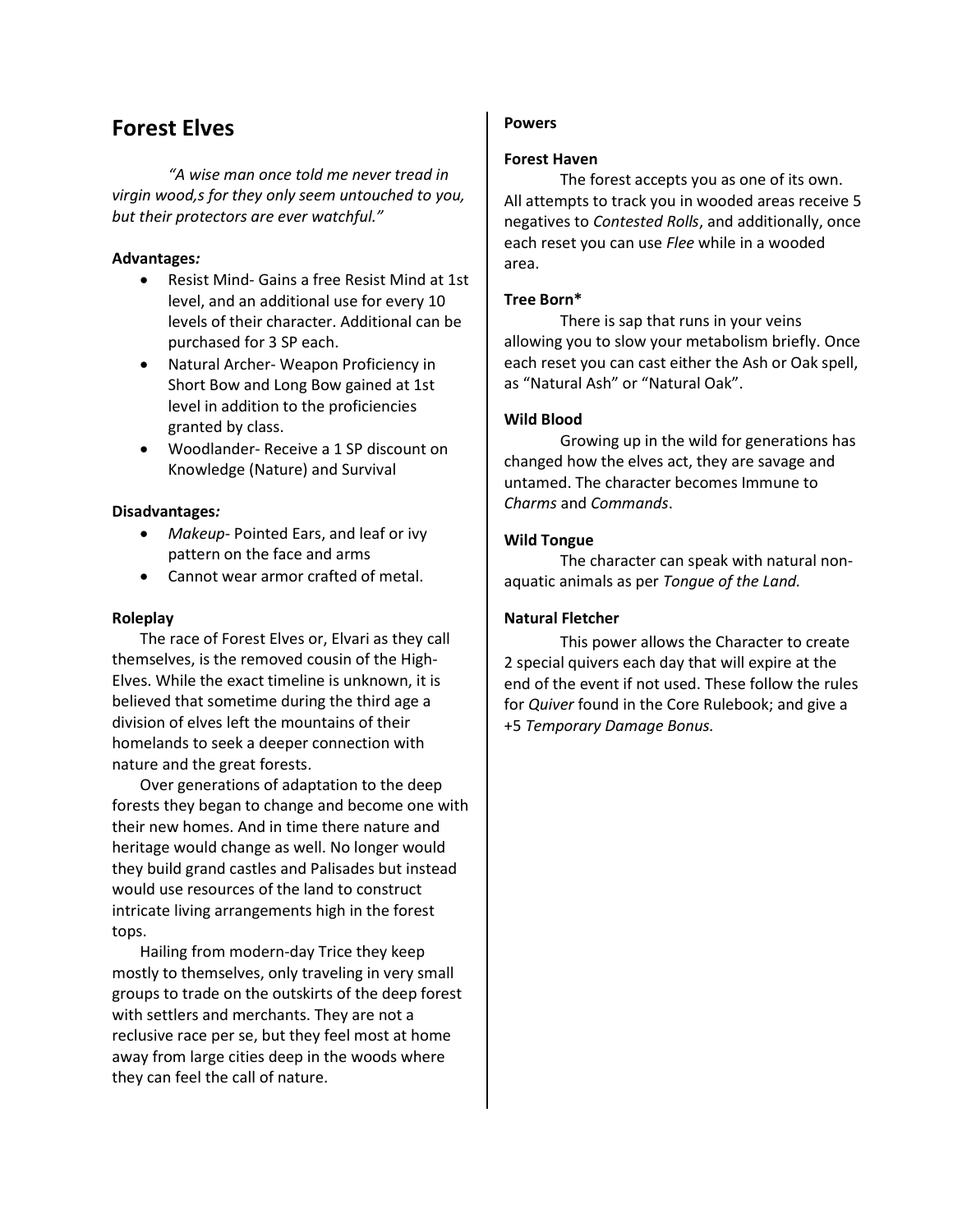## Forest Elves

*"A wise man once told me never tread in virgin wood,s for they only seem untouched to you, but their protectors are ever watchful."*

**Advantages*:***

- Resist Mind- Gains a free Resist Mind at 1st level, and an additional use for every 10 levels of their character. Additional can be purchased for 3 SP each.
- Natural Archer- Weapon Proficiency in Short Bow and Long Bow gained at 1st level in addition to the proficiencies granted by class.
- Woodlander- Receive a 1 SP discount on Knowledge (Nature) and Survival

**Disadvantages*:***

- *Makeup*- Pointed Ears, and leaf or ivy pattern on the face and arms
- Cannot wear armor crafted of metal.

**Roleplay**

The race of Forest Elves or, Elvari as they call themselves, is the removed cousin of the High-Elves. While the exact timeline is unknown, it is believed that sometime during the third age a division of elves left the mountains of their homelands to seek a deeper connection with nature and the great forests.

Over generations of adaptation to the deep forests they began to change and become one with their new homes. And in time there nature and heritage would change as well. No longer would they build grand castles and Palisades but instead would use resources of the land to construct intricate living arrangements high in the forest tops.

Hailing from modern-day Trice they keep mostly to themselves, only traveling in very small groups to trade on the outskirts of the deep forest with settlers and merchants. They are not a reclusive race per se, but they feel most at home away from large cities deep in the woods where they can feel the call of nature.

**Powers**

**Forest Haven**

The forest accepts you as one of its own. All attempts to track you in wooded areas receive 5 negatives to *Contested Rolls*, and additionally, once each reset you can use *Flee* while in a wooded area.

**Tree Born***

There is sap that runs in your veins allowing you to slow your metabolism briefly. Once each reset you can cast either the Ash or Oak spell, as "Natural Ash" or "Natural Oak".

**Wild Blood**

Growing up in the wild for generations has changed how the elves act, they are savage and untamed. The character becomes Immune to *Charms* and *Commands*.

**Wild Tongue**

The character can speak with natural non-aquatic animals as per *Tongue of the Land.*

**Natural Fletcher**

This power allows the Character to create 2 special quivers each day that will expire at the end of the event if not used. These follow the rules for *Quiver* found in the Core Rulebook; and give a +5 *Temporary Damage Bonus.*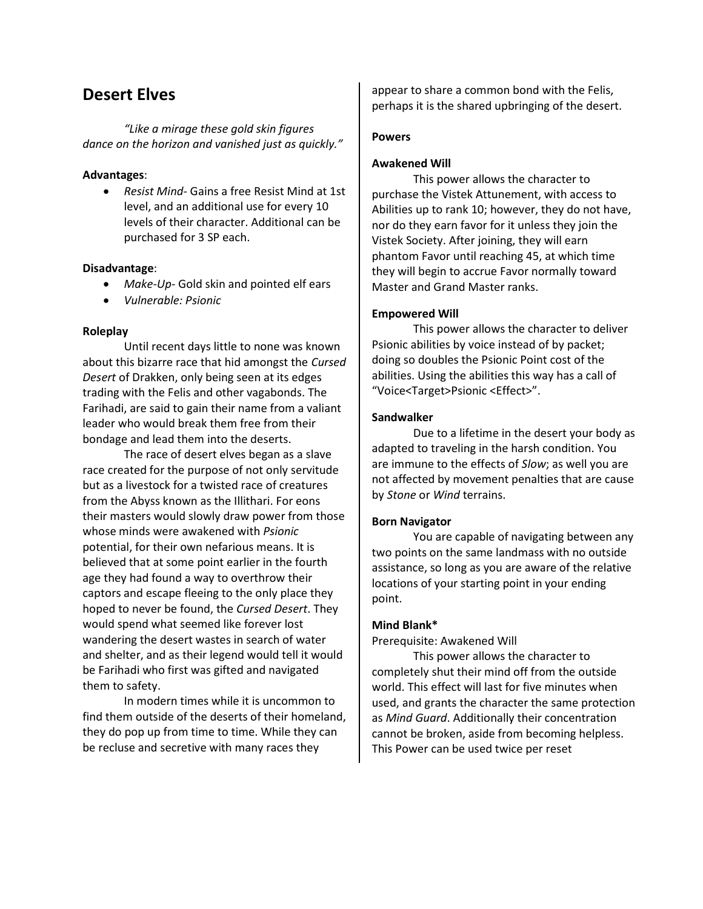## Desert Elves

*"Like a mirage these gold skin figures dance on the horizon and vanished just as quickly."*

**Advantages**:

- *Resist Mind*- Gains a free Resist Mind at 1st level, and an additional use for every 10 levels of their character. Additional can be purchased for 3 SP each.

**Disadvantage**:

- *Make-Up*- Gold skin and pointed elf ears
- *Vulnerable: Psionic*

**Roleplay**

Until recent days little to none was known about this bizarre race that hid amongst the *Cursed Desert* of Drakken, only being seen at its edges trading with the Felis and other vagabonds. The Farihadi, are said to gain their name from a valiant leader who would break them free from their bondage and lead them into the deserts.

The race of desert elves began as a slave race created for the purpose of not only servitude but as a livestock for a twisted race of creatures from the Abyss known as the Illithari. For eons their masters would slowly draw power from those whose minds were awakened with *Psionic* potential, for their own nefarious means. It is believed that at some point earlier in the fourth age they had found a way to overthrow their captors and escape fleeing to the only place they hoped to never be found, the *Cursed Desert*. They would spend what seemed like forever lost wandering the desert wastes in search of water and shelter, and as their legend would tell it would be Farihadi who first was gifted and navigated them to safety.

In modern times while it is uncommon to find them outside of the deserts of their homeland, they do pop up from time to time. While they can be recluse and secretive with many races they appear to share a common bond with the Felis, perhaps it is the shared upbringing of the desert.

**Powers**

**Awakened Will**

This power allows the character to purchase the Vistek Attunement, with access to Abilities up to rank 10; however, they do not have, nor do they earn favor for it unless they join the Vistek Society. After joining, they will earn phantom Favor until reaching 45, at which time they will begin to accrue Favor normally toward Master and Grand Master ranks.

**Empowered Will**

This power allows the character to deliver Psionic abilities by voice instead of by packet; doing so doubles the Psionic Point cost of the abilities. Using the abilities this way has a call of "Voice<Target>Psionic <Effect>".

**Sandwalker**

Due to a lifetime in the desert your body as adapted to traveling in the harsh condition. You are immune to the effects of *Slow*; as well you are not affected by movement penalties that are cause by *Stone* or *Wind* terrains.

**Born Navigator**

You are capable of navigating between any two points on the same landmass with no outside assistance, so long as you are aware of the relative locations of your starting point in your ending point.

**Mind Blank***

Prerequisite: Awakened Will

This power allows the character to completely shut their mind off from the outside world. This effect will last for five minutes when used, and grants the character the same protection as *Mind Guard*. Additionally their concentration cannot be broken, aside from becoming helpless. This Power can be used twice per reset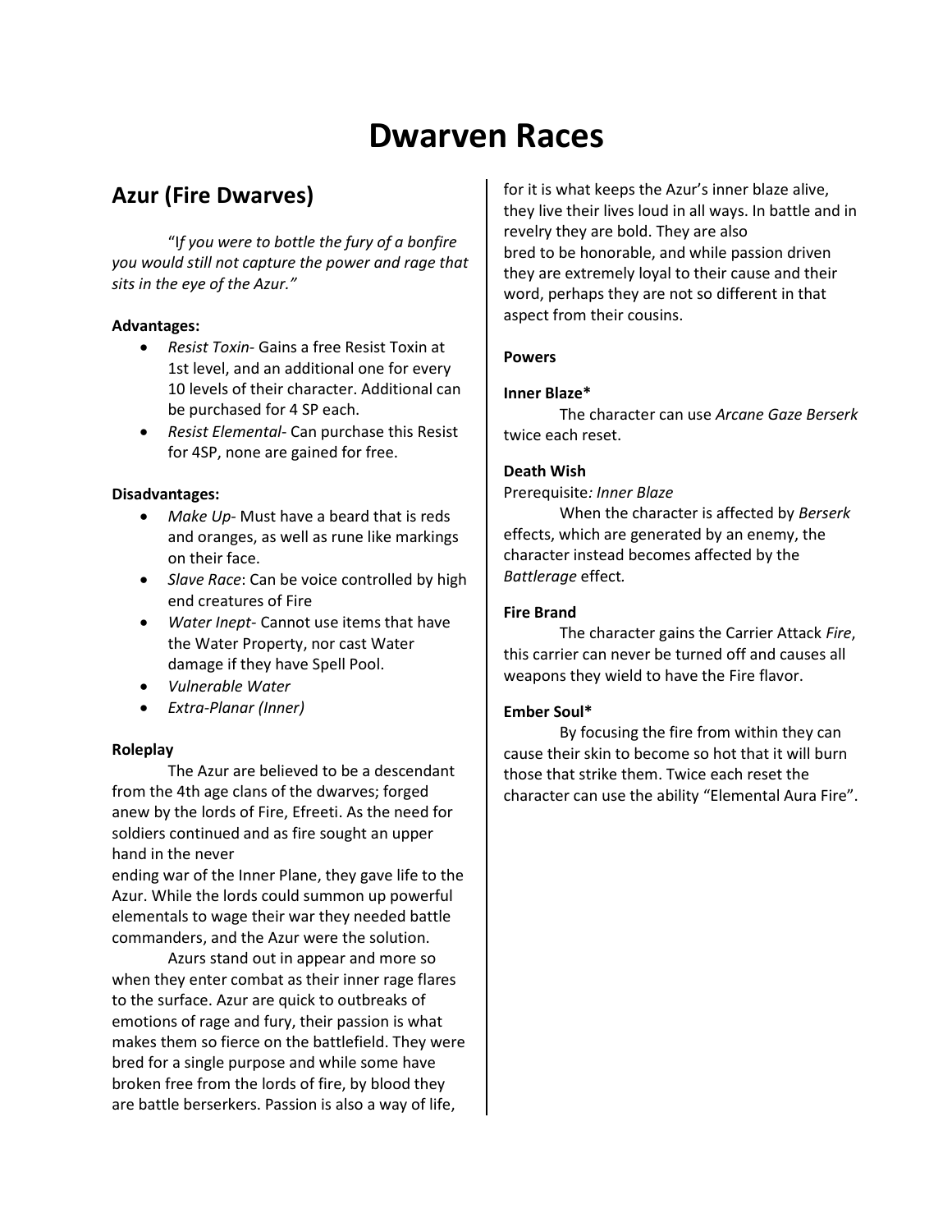# Dwarven Races

## Azur (Fire Dwarves)

"I*f you were to bottle the fury of a bonfire you would still not capture the power and rage that sits in the eye of the Azur."*

**Advantages:**

- *Resist Toxin*- Gains a free Resist Toxin at 1st level, and an additional one for every 10 levels of their character. Additional can be purchased for 4 SP each.
- *Resist Elemental*- Can purchase this Resist for 4SP, none are gained for free.

**Disadvantages:**

- *Make Up*- Must have a beard that is reds and oranges, as well as rune like markings on their face.
- *Slave Race*: Can be voice controlled by high end creatures of Fire
- *Water Inept*- Cannot use items that have the Water Property, nor cast Water damage if they have Spell Pool.
- *Vulnerable Water*
- *Extra-Planar (Inner)*

**Roleplay**

The Azur are believed to be a descendant from the 4th age clans of the dwarves; forged anew by the lords of Fire, Efreeti. As the need for soldiers continued and as fire sought an upper hand in the never ending war of the Inner Plane, they gave life to the Azur. While the lords could summon up powerful elementals to wage their war they needed battle commanders, and the Azur were the solution.

Azurs stand out in appear and more so when they enter combat as their inner rage flares to the surface. Azur are quick to outbreaks of emotions of rage and fury, their passion is what makes them so fierce on the battlefield. They were bred for a single purpose and while some have broken free from the lords of fire, by blood they are battle berserkers. Passion is also a way of life, for it is what keeps the Azur's inner blaze alive, they live their lives loud in all ways. In battle and in revelry they are bold. They are also bred to be honorable, and while passion driven they are extremely loyal to their cause and their word, perhaps they are not so different in that aspect from their cousins.

**Powers**

**Inner Blaze***

The character can use *Arcane Gaze Berserk* twice each reset.

**Death Wish**

Prerequisite*: Inner Blaze*

When the character is affected by *Berserk* effects, which are generated by an enemy, the character instead becomes affected by the *Battlerage* effect*.*

**Fire Brand**

The character gains the Carrier Attack *Fire*, this carrier can never be turned off and causes all weapons they wield to have the Fire flavor.

**Ember Soul***

By focusing the fire from within they can cause their skin to become so hot that it will burn those that strike them. Twice each reset the character can use the ability "Elemental Aura Fire".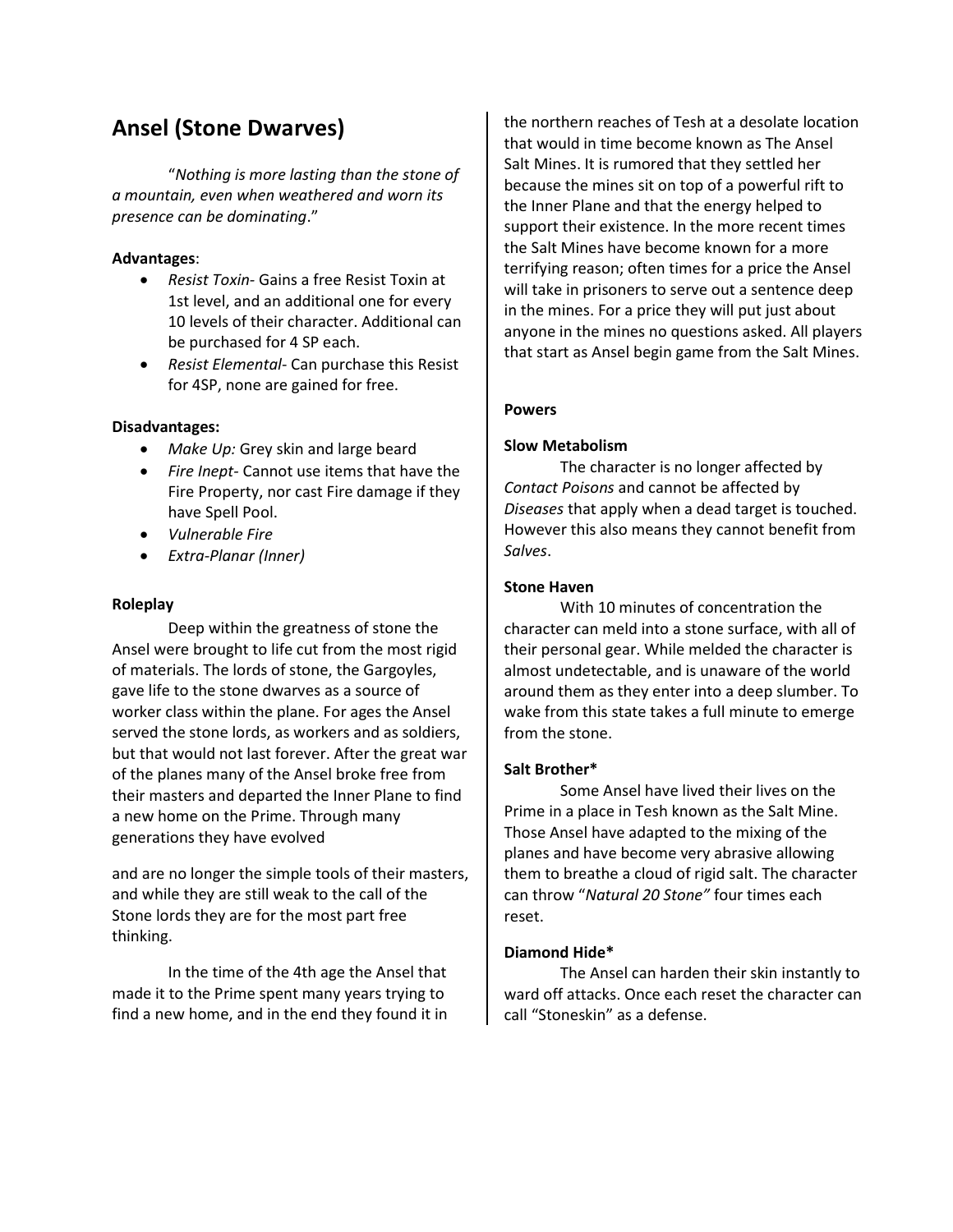# Ansel (Stone Dwarves)

"*Nothing is more lasting than the stone of a mountain, even when weathered and worn its presence can be dominating*."

**Advantages**:

- *Resist Toxin*- Gains a free Resist Toxin at 1st level, and an additional one for every 10 levels of their character. Additional can be purchased for 4 SP each.
- *Resist Elemental*- Can purchase this Resist for 4SP, none are gained for free.

**Disadvantages:**

- *Make Up:* Grey skin and large beard
- *Fire Inept*- Cannot use items that have the Fire Property, nor cast Fire damage if they have Spell Pool.
- *Vulnerable Fire*
- *Extra-Planar (Inner)*

**Roleplay**

Deep within the greatness of stone the Ansel were brought to life cut from the most rigid of materials. The lords of stone, the Gargoyles, gave life to the stone dwarves as a source of worker class within the plane. For ages the Ansel served the stone lords, as workers and as soldiers, but that would not last forever. After the great war of the planes many of the Ansel broke free from their masters and departed the Inner Plane to find a new home on the Prime. Through many generations they have evolved and are no longer the simple tools of their masters, and while they are still weak to the call of the Stone lords they are for the most part free thinking.

In the time of the 4th age the Ansel that made it to the Prime spent many years trying to find a new home, and in the end they found it in the northern reaches of Tesh at a desolate location that would in time become known as The Ansel Salt Mines. It is rumored that they settled her because the mines sit on top of a powerful rift to the Inner Plane and that the energy helped to support their existence. In the more recent times the Salt Mines have become known for a more terrifying reason; often times for a price the Ansel will take in prisoners to serve out a sentence deep in the mines. For a price they will put just about anyone in the mines no questions asked. All players that start as Ansel begin game from the Salt Mines.

**Powers**

**Slow Metabolism**

The character is no longer affected by *Contact Poisons* and cannot be affected by *Diseases* that apply when a dead target is touched. However this also means they cannot benefit from *Salves*.

**Stone Haven**

With 10 minutes of concentration the character can meld into a stone surface, with all of their personal gear. While melded the character is almost undetectable, and is unaware of the world around them as they enter into a deep slumber. To wake from this state takes a full minute to emerge from the stone.

**Salt Brother***

Some Ansel have lived their lives on the Prime in a place in Tesh known as the Salt Mine. Those Ansel have adapted to the mixing of the planes and have become very abrasive allowing them to breathe a cloud of rigid salt. The character can throw "*Natural 20 Stone"* four times each reset.

**Diamond Hide***

The Ansel can harden their skin instantly to ward off attacks. Once each reset the character can call "Stoneskin" as a defense.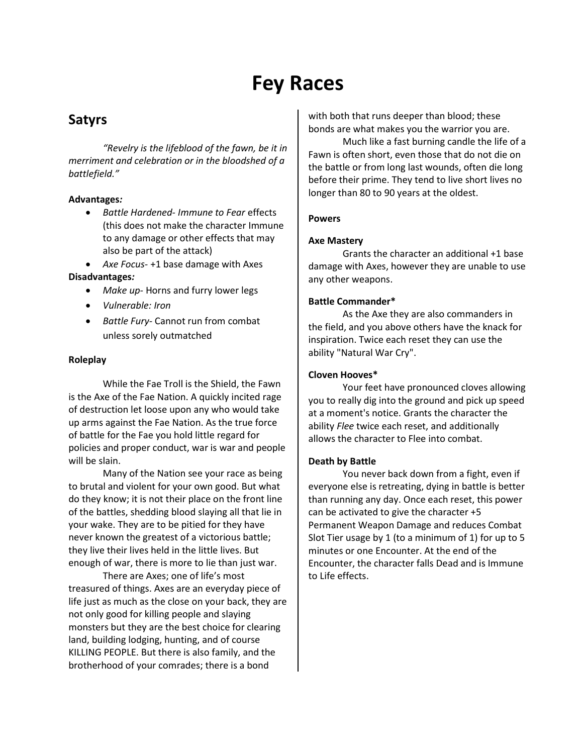# Fey Races

## Satyrs

*"Revelry is the lifeblood of the fawn, be it in merriment and celebration or in the bloodshed of a battlefield."*

**Advantages*:***

- *Battle Hardened- Immune to Fear* effects (this does not make the character Immune to any damage or other effects that may also be part of the attack)
- *Axe Focus*- +1 base damage with Axes

**Disadvantages*:***

- *Make up*- Horns and furry lower legs
- *Vulnerable: Iron*
- *Battle Fury*- Cannot run from combat unless sorely outmatched

**Roleplay**

While the Fae Troll is the Shield, the Fawn is the Axe of the Fae Nation. A quickly incited rage of destruction let loose upon any who would take up arms against the Fae Nation. As the true force of battle for the Fae you hold little regard for policies and proper conduct, war is war and people will be slain.

Many of the Nation see your race as being to brutal and violent for your own good. But what do they know; it is not their place on the front line of the battles, shedding blood slaying all that lie in your wake. They are to be pitied for they have never known the greatest of a victorious battle; they live their lives held in the little lives. But enough of war, there is more to lie than just war.

There are Axes; one of life's most treasured of things. Axes are an everyday piece of life just as much as the close on your back, they are not only good for killing people and slaying monsters but they are the best choice for clearing land, building lodging, hunting, and of course KILLING PEOPLE. But there is also family, and the brotherhood of your comrades; there is a bond with both that runs deeper than blood; these bonds are what makes you the warrior you are.

Much like a fast burning candle the life of a Fawn is often short, even those that do not die on the battle or from long last wounds, often die long before their prime. They tend to live short lives no longer than 80 to 90 years at the oldest.

**Powers**

**Axe Mastery**

Grants the character an additional +1 base damage with Axes, however they are unable to use any other weapons.

**Battle Commander***

As the Axe they are also commanders in the field, and you above others have the knack for inspiration. Twice each reset they can use the ability "Natural War Cry".

**Cloven Hooves***

Your feet have pronounced cloves allowing you to really dig into the ground and pick up speed at a moment's notice. Grants the character the ability *Flee* twice each reset, and additionally allows the character to Flee into combat.

**Death by Battle**

You never back down from a fight, even if everyone else is retreating, dying in battle is better than running any day. Once each reset, this power can be activated to give the character +5 Permanent Weapon Damage and reduces Combat Slot Tier usage by 1 (to a minimum of 1) for up to 5 minutes or one Encounter. At the end of the Encounter, the character falls Dead and is Immune to Life effects.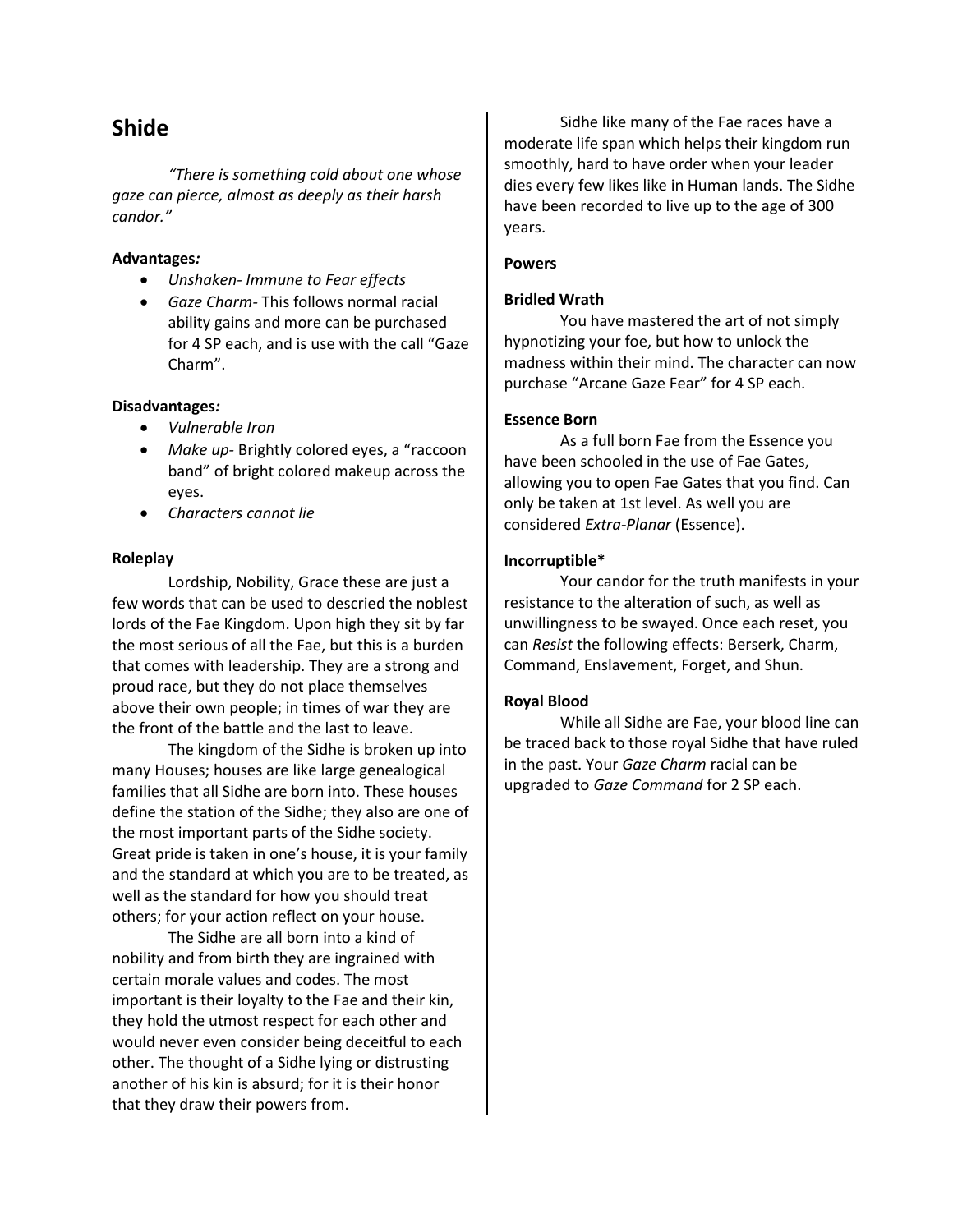## Shide

*"There is something cold about one whose gaze can pierce, almost as deeply as their harsh candor."*

**Advantages*:***

- *Unshaken- Immune to Fear effects*
- *Gaze Charm*- This follows normal racial ability gains and more can be purchased for 4 SP each, and is use with the call "Gaze Charm".

**Disadvantages*:***

- *Vulnerable Iron*
- *Make up*- Brightly colored eyes, a "raccoon band" of bright colored makeup across the eyes.
- *Characters cannot lie*

**Roleplay**

Lordship, Nobility, Grace these are just a few words that can be used to descried the noblest lords of the Fae Kingdom. Upon high they sit by far the most serious of all the Fae, but this is a burden that comes with leadership. They are a strong and proud race, but they do not place themselves above their own people; in times of war they are the front of the battle and the last to leave.

The kingdom of the Sidhe is broken up into many Houses; houses are like large genealogical families that all Sidhe are born into. These houses define the station of the Sidhe; they also are one of the most important parts of the Sidhe society. Great pride is taken in one's house, it is your family and the standard at which you are to be treated, as well as the standard for how you should treat others; for your action reflect on your house.

The Sidhe are all born into a kind of nobility and from birth they are ingrained with certain morale values and codes. The most important is their loyalty to the Fae and their kin, they hold the utmost respect for each other and would never even consider being deceitful to each other. The thought of a Sidhe lying or distrusting another of his kin is absurd; for it is their honor that they draw their powers from.

Sidhe like many of the Fae races have a moderate life span which helps their kingdom run smoothly, hard to have order when your leader dies every few likes like in Human lands. The Sidhe have been recorded to live up to the age of 300 years.

**Powers**

**Bridled Wrath**

You have mastered the art of not simply hypnotizing your foe, but how to unlock the madness within their mind. The character can now purchase "Arcane Gaze Fear" for 4 SP each.

**Essence Born**

As a full born Fae from the Essence you have been schooled in the use of Fae Gates, allowing you to open Fae Gates that you find. Can only be taken at 1st level. As well you are considered *Extra-Planar* (Essence).

**Incorruptible***

Your candor for the truth manifests in your resistance to the alteration of such, as well as unwillingness to be swayed. Once each reset, you can *Resist* the following effects: Berserk, Charm, Command, Enslavement, Forget, and Shun.

**Royal Blood**

While all Sidhe are Fae, your blood line can be traced back to those royal Sidhe that have ruled in the past. Your *Gaze Charm* racial can be upgraded to *Gaze Command* for 2 SP each.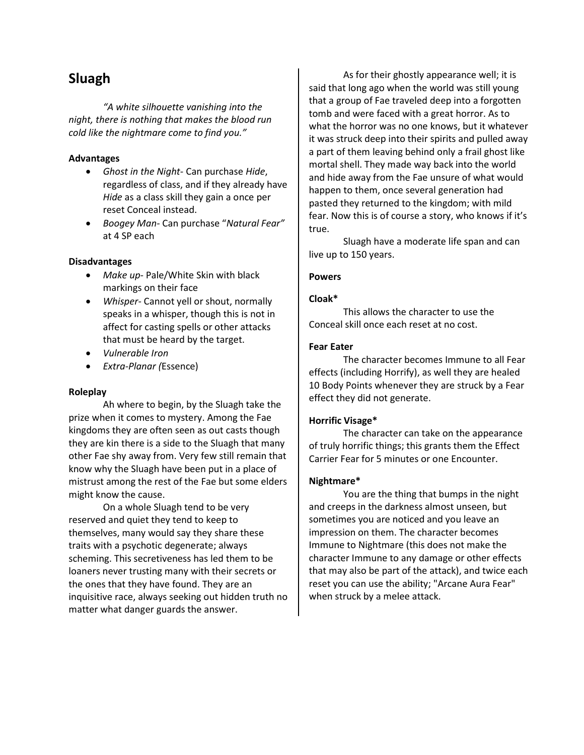## Sluagh

*"A white silhouette vanishing into the night, there is nothing that makes the blood run cold like the nightmare come to find you."*

**Advantages**

- *Ghost in the Night*- Can purchase *Hide*, regardless of class, and if they already have *Hide* as a class skill they gain a once per reset Conceal instead.
- *Boogey Man*- Can purchase "*Natural Fear"* at 4 SP each

**Disadvantages**

- *Make up*- Pale/White Skin with black markings on their face
- *Whisper*- Cannot yell or shout, normally speaks in a whisper, though this is not in affect for casting spells or other attacks that must be heard by the target.
- *Vulnerable Iron*
- *Extra-Planar (*Essence)

**Roleplay**

Ah where to begin, by the Sluagh take the prize when it comes to mystery. Among the Fae kingdoms they are often seen as out casts though they are kin there is a side to the Sluagh that many other Fae shy away from. Very few still remain that know why the Sluagh have been put in a place of mistrust among the rest of the Fae but some elders might know the cause.

On a whole Sluagh tend to be very reserved and quiet they tend to keep to themselves, many would say they share these traits with a psychotic degenerate; always scheming. This secretiveness has led them to be loaners never trusting many with their secrets or the ones that they have found. They are an inquisitive race, always seeking out hidden truth no matter what danger guards the answer.

As for their ghostly appearance well; it is said that long ago when the world was still young that a group of Fae traveled deep into a forgotten tomb and were faced with a great horror. As to what the horror was no one knows, but it whatever it was struck deep into their spirits and pulled away a part of them leaving behind only a frail ghost like mortal shell. They made way back into the world and hide away from the Fae unsure of what would happen to them, once several generation had pasted they returned to the kingdom; with mild fear. Now this is of course a story, who knows if it's true.

Sluagh have a moderate life span and can live up to 150 years.

**Powers**

**Cloak***

This allows the character to use the Conceal skill once each reset at no cost.

**Fear Eater**

The character becomes Immune to all Fear effects (including Horrify), as well they are healed 10 Body Points whenever they are struck by a Fear effect they did not generate.

**Horrific Visage***

The character can take on the appearance of truly horrific things; this grants them the Effect Carrier Fear for 5 minutes or one Encounter.

**Nightmare***

You are the thing that bumps in the night and creeps in the darkness almost unseen, but sometimes you are noticed and you leave an impression on them. The character becomes Immune to Nightmare (this does not make the character Immune to any damage or other effects that may also be part of the attack), and twice each reset you can use the ability; "Arcane Aura Fear" when struck by a melee attack.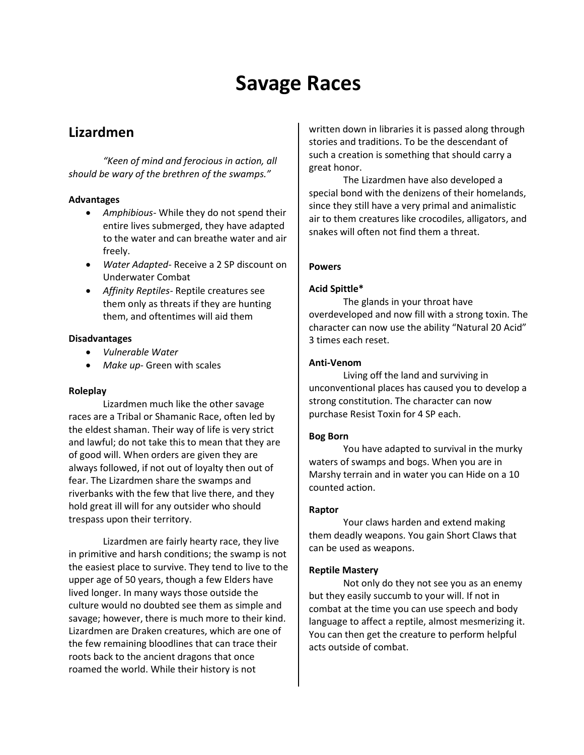# Savage Races

## Lizardmen

*"Keen of mind and ferocious in action, all should be wary of the brethren of the swamps."*

**Advantages**

- *Amphibious*- While they do not spend their entire lives submerged, they have adapted to the water and can breathe water and air freely.
- *Water Adapted*- Receive a 2 SP discount on Underwater Combat
- *Affinity Reptiles*- Reptile creatures see them only as threats if they are hunting them, and oftentimes will aid them

**Disadvantages**

- *Vulnerable Water*
- *Make up*- Green with scales

**Roleplay**

Lizardmen much like the other savage races are a Tribal or Shamanic Race, often led by the eldest shaman. Their way of life is very strict and lawful; do not take this to mean that they are of good will. When orders are given they are always followed, if not out of loyalty then out of fear. The Lizardmen share the swamps and riverbanks with the few that live there, and they hold great ill will for any outsider who should trespass upon their territory.

Lizardmen are fairly hearty race, they live in primitive and harsh conditions; the swamp is not the easiest place to survive. They tend to live to the upper age of 50 years, though a few Elders have lived longer. In many ways those outside the culture would no doubted see them as simple and savage; however, there is much more to their kind. Lizardmen are Draken creatures, which are one of the few remaining bloodlines that can trace their roots back to the ancient dragons that once roamed the world. While their history is not written down in libraries it is passed along through stories and traditions. To be the descendant of such a creation is something that should carry a great honor.

The Lizardmen have also developed a special bond with the denizens of their homelands, since they still have a very primal and animalistic air to them creatures like crocodiles, alligators, and snakes will often not find them a threat.

**Powers**

**Acid Spittle***

The glands in your throat have overdeveloped and now fill with a strong toxin. The character can now use the ability "Natural 20 Acid" 3 times each reset.

**Anti-Venom**

Living off the land and surviving in unconventional places has caused you to develop a strong constitution. The character can now purchase Resist Toxin for 4 SP each.

**Bog Born**

You have adapted to survival in the murky waters of swamps and bogs. When you are in Marshy terrain and in water you can Hide on a 10 counted action.

**Raptor**

Your claws harden and extend making them deadly weapons. You gain Short Claws that can be used as weapons.

**Reptile Mastery**

Not only do they not see you as an enemy but they easily succumb to your will. If not in combat at the time you can use speech and body language to affect a reptile, almost mesmerizing it. You can then get the creature to perform helpful acts outside of combat.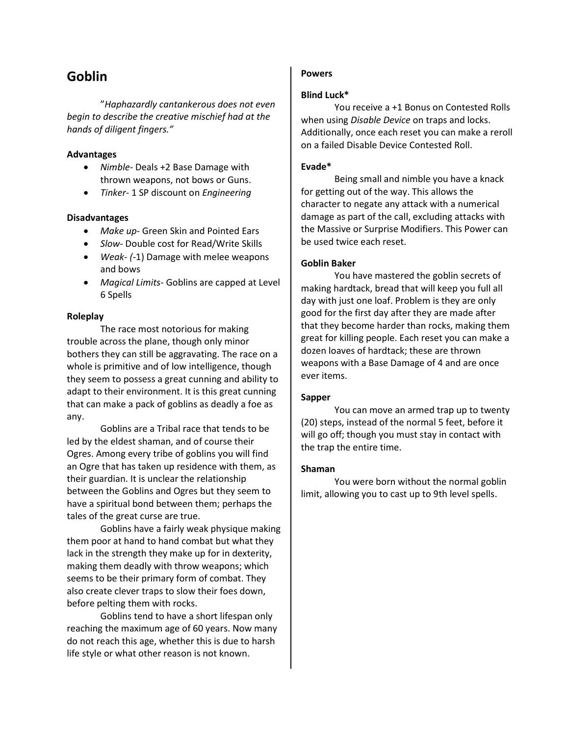## Goblin

”*Haphazardly cantankerous does not even begin to describe the creative mischief had at the hands of diligent fingers.”*

**Advantages**

- *Nimble*- Deals +2 Base Damage with thrown weapons, not bows or Guns.
- *Tinker*- 1 SP discount on *Engineering*

**Disadvantages**

- *Make up*- Green Skin and Pointed Ears
- *Slow*- Double cost for Read/Write Skills
- *Weak*- *(*-1) Damage with melee weapons and bows
- *Magical Limits*- Goblins are capped at Level 6 Spells

**Roleplay**

The race most notorious for making trouble across the plane, though only minor bothers they can still be aggravating. The race on a whole is primitive and of low intelligence, though they seem to possess a great cunning and ability to adapt to their environment. It is this great cunning that can make a pack of goblins as deadly a foe as any.

Goblins are a Tribal race that tends to be led by the eldest shaman, and of course their Ogres. Among every tribe of goblins you will find an Ogre that has taken up residence with them, as their guardian. It is unclear the relationship between the Goblins and Ogres but they seem to have a spiritual bond between them; perhaps the tales of the great curse are true.

Goblins have a fairly weak physique making them poor at hand to hand combat but what they lack in the strength they make up for in dexterity, making them deadly with throw weapons; which seems to be their primary form of combat. They also create clever traps to slow their foes down, before pelting them with rocks.

Goblins tend to have a short lifespan only reaching the maximum age of 60 years. Now many do not reach this age, whether this is due to harsh life style or what other reason is not known.

**Powers**

**Blind Luck***

You receive a +1 Bonus on Contested Rolls when using *Disable Device* on traps and locks. Additionally, once each reset you can make a reroll on a failed Disable Device Contested Roll.

**Evade***

Being small and nimble you have a knack for getting out of the way. This allows the character to negate any attack with a numerical damage as part of the call, excluding attacks with the Massive or Surprise Modifiers. This Power can be used twice each reset.

**Goblin Baker**

You have mastered the goblin secrets of making hardtack, bread that will keep you full all day with just one loaf. Problem is they are only good for the first day after they are made after that they become harder than rocks, making them great for killing people. Each reset you can make a dozen loaves of hardtack; these are thrown weapons with a Base Damage of 4 and are once ever items.

**Sapper**

You can move an armed trap up to twenty (20) steps, instead of the normal 5 feet, before it will go off; though you must stay in contact with the trap the entire time.

**Shaman**

You were born without the normal goblin limit, allowing you to cast up to 9th level spells.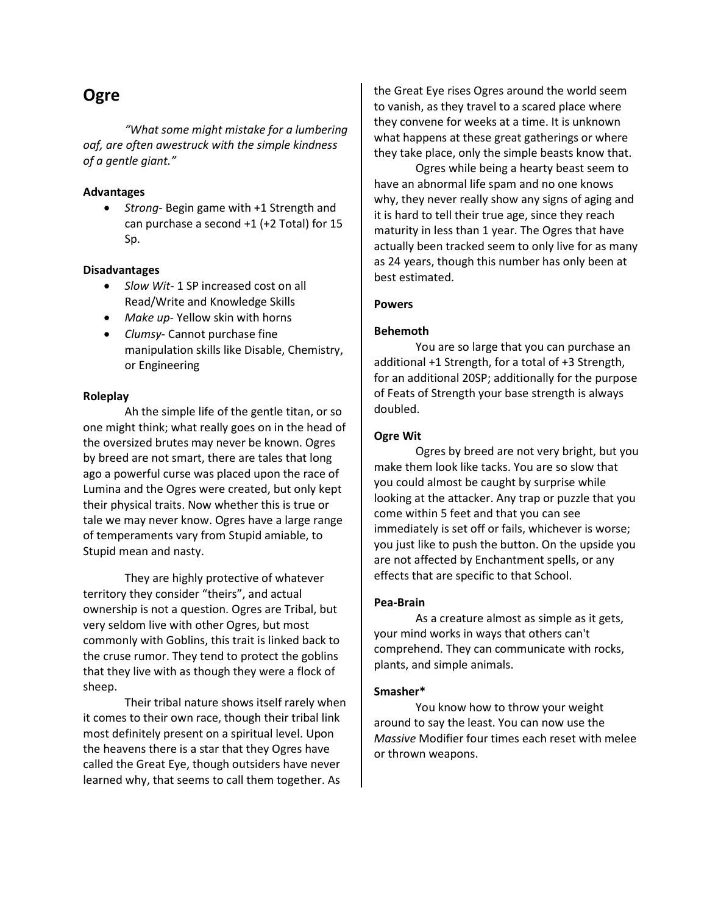## Ogre

*"What some might mistake for a lumbering oaf, are often awestruck with the simple kindness of a gentle giant."*

**Advantages**

- *Strong*- Begin game with +1 Strength and can purchase a second +1 (+2 Total) for 15 Sp.

**Disadvantages**

- *Slow Wit*- 1 SP increased cost on all Read/Write and Knowledge Skills
- *Make up*- Yellow skin with horns
- *Clumsy*- Cannot purchase fine manipulation skills like Disable, Chemistry, or Engineering

**Roleplay**

Ah the simple life of the gentle titan, or so one might think; what really goes on in the head of the oversized brutes may never be known. Ogres by breed are not smart, there are tales that long ago a powerful curse was placed upon the race of Lumina and the Ogres were created, but only kept their physical traits. Now whether this is true or tale we may never know. Ogres have a large range of temperaments vary from Stupid amiable, to Stupid mean and nasty.

They are highly protective of whatever territory they consider "theirs", and actual ownership is not a question. Ogres are Tribal, but very seldom live with other Ogres, but most commonly with Goblins, this trait is linked back to the cruse rumor. They tend to protect the goblins that they live with as though they were a flock of sheep.

Their tribal nature shows itself rarely when it comes to their own race, though their tribal link most definitely present on a spiritual level. Upon the heavens there is a star that they Ogres have called the Great Eye, though outsiders have never learned why, that seems to call them together. As the Great Eye rises Ogres around the world seem to vanish, as they travel to a scared place where they convene for weeks at a time. It is unknown what happens at these great gatherings or where they take place, only the simple beasts know that.

Ogres while being a hearty beast seem to have an abnormal life spam and no one knows why, they never really show any signs of aging and it is hard to tell their true age, since they reach maturity in less than 1 year. The Ogres that have actually been tracked seem to only live for as many as 24 years, though this number has only been at best estimated.

**Powers**

**Behemoth**

You are so large that you can purchase an additional +1 Strength, for a total of +3 Strength, for an additional 20SP; additionally for the purpose of Feats of Strength your base strength is always doubled.

**Ogre Wit**

Ogres by breed are not very bright, but you make them look like tacks. You are so slow that you could almost be caught by surprise while looking at the attacker. Any trap or puzzle that you come within 5 feet and that you can see immediately is set off or fails, whichever is worse; you just like to push the button. On the upside you are not affected by Enchantment spells, or any effects that are specific to that School.

**Pea-Brain**

As a creature almost as simple as it gets, your mind works in ways that others can't comprehend. They can communicate with rocks, plants, and simple animals.

**Smasher***

You know how to throw your weight around to say the least. You can now use the *Massive* Modifier four times each reset with melee or thrown weapons.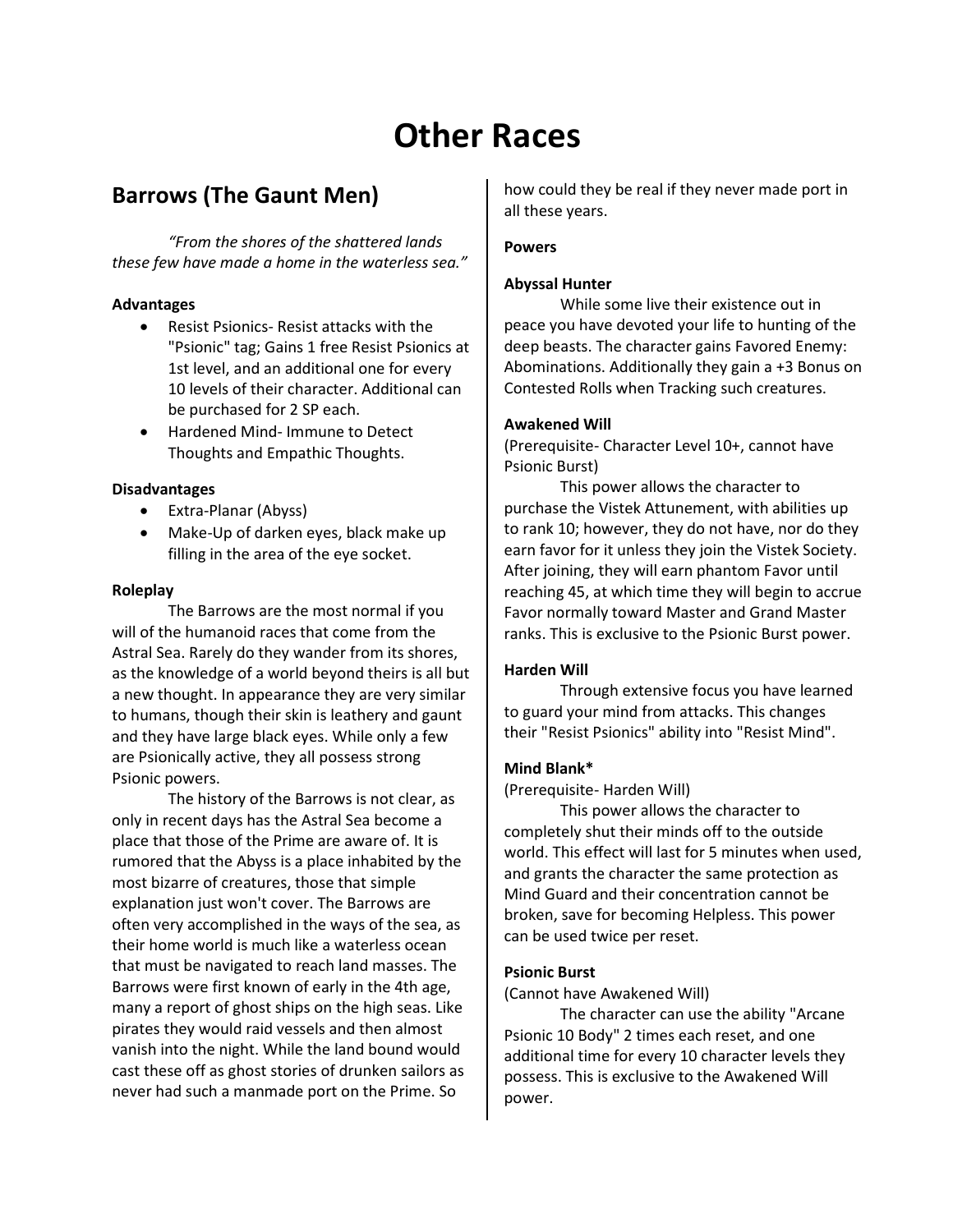# Other Races

## Barrows (The Gaunt Men)

*"From the shores of the shattered lands these few have made a home in the waterless sea."*

**Advantages**

- Resist Psionics- Resist attacks with the "Psionic" tag; Gains 1 free Resist Psionics at 1st level, and an additional one for every 10 levels of their character. Additional can be purchased for 2 SP each.
- Hardened Mind- Immune to Detect Thoughts and Empathic Thoughts.

**Disadvantages**

- Extra-Planar (Abyss)
- Make-Up of darken eyes, black make up filling in the area of the eye socket.

**Roleplay**

The Barrows are the most normal if you will of the humanoid races that come from the Astral Sea. Rarely do they wander from its shores, as the knowledge of a world beyond theirs is all but a new thought. In appearance they are very similar to humans, though their skin is leathery and gaunt and they have large black eyes. While only a few are Psionically active, they all possess strong Psionic powers.

The history of the Barrows is not clear, as only in recent days has the Astral Sea become a place that those of the Prime are aware of. It is rumored that the Abyss is a place inhabited by the most bizarre of creatures, those that simple explanation just won't cover. The Barrows are often very accomplished in the ways of the sea, as their home world is much like a waterless ocean that must be navigated to reach land masses. The Barrows were first known of early in the 4th age, many a report of ghost ships on the high seas. Like pirates they would raid vessels and then almost vanish into the night. While the land bound would cast these off as ghost stories of drunken sailors as never had such a manmade port on the Prime. So how could they be real if they never made port in all these years.

**Powers**

**Abyssal Hunter**

While some live their existence out in peace you have devoted your life to hunting of the deep beasts. The character gains Favored Enemy: Abominations. Additionally they gain a +3 Bonus on Contested Rolls when Tracking such creatures.

**Awakened Will**

(Prerequisite- Character Level 10+, cannot have Psionic Burst)

This power allows the character to purchase the Vistek Attunement, with abilities up to rank 10; however, they do not have, nor do they earn favor for it unless they join the Vistek Society. After joining, they will earn phantom Favor until reaching 45, at which time they will begin to accrue Favor normally toward Master and Grand Master ranks. This is exclusive to the Psionic Burst power.

**Harden Will**

Through extensive focus you have learned to guard your mind from attacks. This changes their "Resist Psionics" ability into "Resist Mind".

**Mind Blank***

(Prerequisite- Harden Will)

This power allows the character to completely shut their minds off to the outside world. This effect will last for 5 minutes when used, and grants the character the same protection as Mind Guard and their concentration cannot be broken, save for becoming Helpless. This power can be used twice per reset.

**Psionic Burst**

(Cannot have Awakened Will)

The character can use the ability "Arcane Psionic 10 Body" 2 times each reset, and one additional time for every 10 character levels they possess. This is exclusive to the Awakened Will power.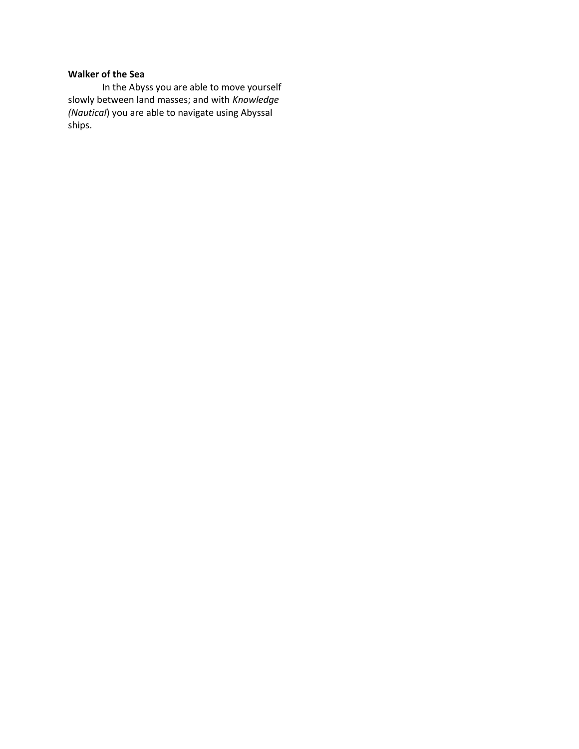**Walker of the Sea**

In the Abyss you are able to move yourself slowly between land masses; and with *Knowledge (Nautical*) you are able to navigate using Abyssal ships.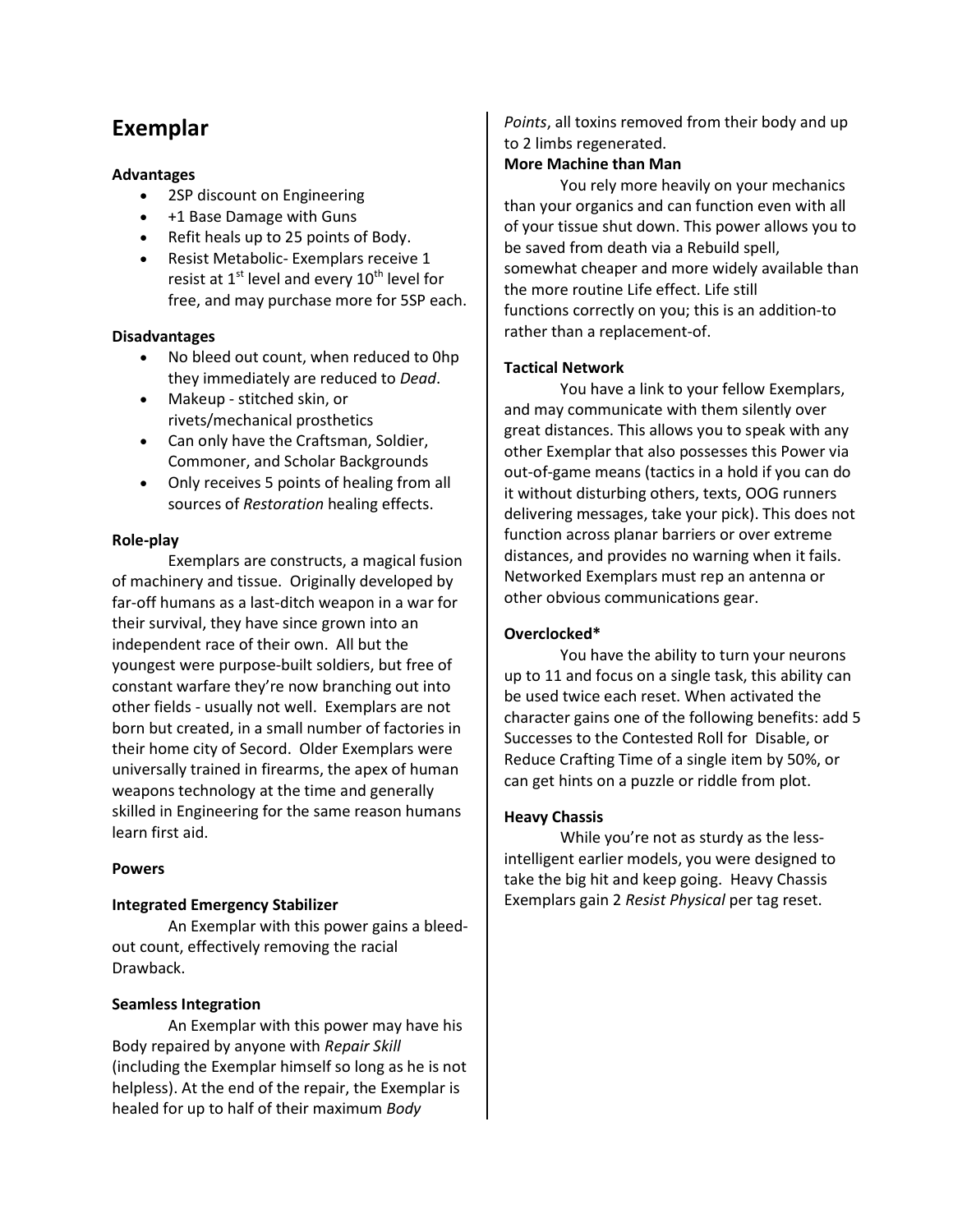## Exemplar

**Advantages**

- 2SP discount on Engineering
- +1 Base Damage with Guns
- Refit heals up to 25 points of Body.
- Resist Metabolic- Exemplars receive 1 resist at 1st level and every 10th level for free, and may purchase more for 5SP each.

**Disadvantages**

- No bleed out count, when reduced to 0hp they immediately are reduced to *Dead*.
- Makeup - stitched skin, or rivets/mechanical prosthetics
- Can only have the Craftsman, Soldier, Commoner, and Scholar Backgrounds
- Only receives 5 points of healing from all sources of *Restoration* healing effects.

**Role-play**

Exemplars are constructs, a magical fusion of machinery and tissue. Originally developed by far-off humans as a last-ditch weapon in a war for their survival, they have since grown into an independent race of their own. All but the youngest were purpose-built soldiers, but free of constant warfare they're now branching out into other fields - usually not well. Exemplars are not born but created, in a small number of factories in their home city of Secord. Older Exemplars were universally trained in firearms, the apex of human weapons technology at the time and generally skilled in Engineering for the same reason humans learn first aid.

**Powers**

**Integrated Emergency Stabilizer**

An Exemplar with this power gains a bleed-out count, effectively removing the racial Drawback.

**Seamless Integration**

An Exemplar with this power may have his Body repaired by anyone with *Repair Skill* (including the Exemplar himself so long as he is not helpless). At the end of the repair, the Exemplar is healed for up to half of their maximum *Body Points*, all toxins removed from their body and up to 2 limbs regenerated.

**More Machine than Man**

You rely more heavily on your mechanics than your organics and can function even with all of your tissue shut down. This power allows you to be saved from death via a Rebuild spell, somewhat cheaper and more widely available than the more routine Life effect. Life still functions correctly on you; this is an addition-to rather than a replacement-of.

**Tactical Network**

You have a link to your fellow Exemplars, and may communicate with them silently over great distances. This allows you to speak with any other Exemplar that also possesses this Power via out-of-game means (tactics in a hold if you can do it without disturbing others, texts, OOG runners delivering messages, take your pick). This does not function across planar barriers or over extreme distances, and provides no warning when it fails. Networked Exemplars must rep an antenna or other obvious communications gear.

**Overclocked***

You have the ability to turn your neurons up to 11 and focus on a single task, this ability can be used twice each reset. When activated the character gains one of the following benefits: add 5 Successes to the Contested Roll for Disable, or Reduce Crafting Time of a single item by 50%, or can get hints on a puzzle or riddle from plot.

**Heavy Chassis**

While you're not as sturdy as the less-intelligent earlier models, you were designed to take the big hit and keep going. Heavy Chassis Exemplars gain 2 *Resist Physical* per tag reset.